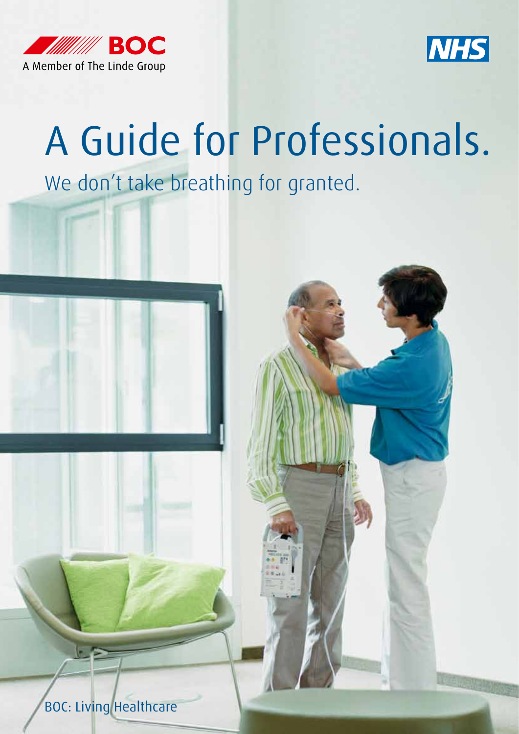BOC

A Member of The Linde Group

NHS

# A Guide for Professionals.

## We don't take breathing for granted.

BOC: Living Healthcare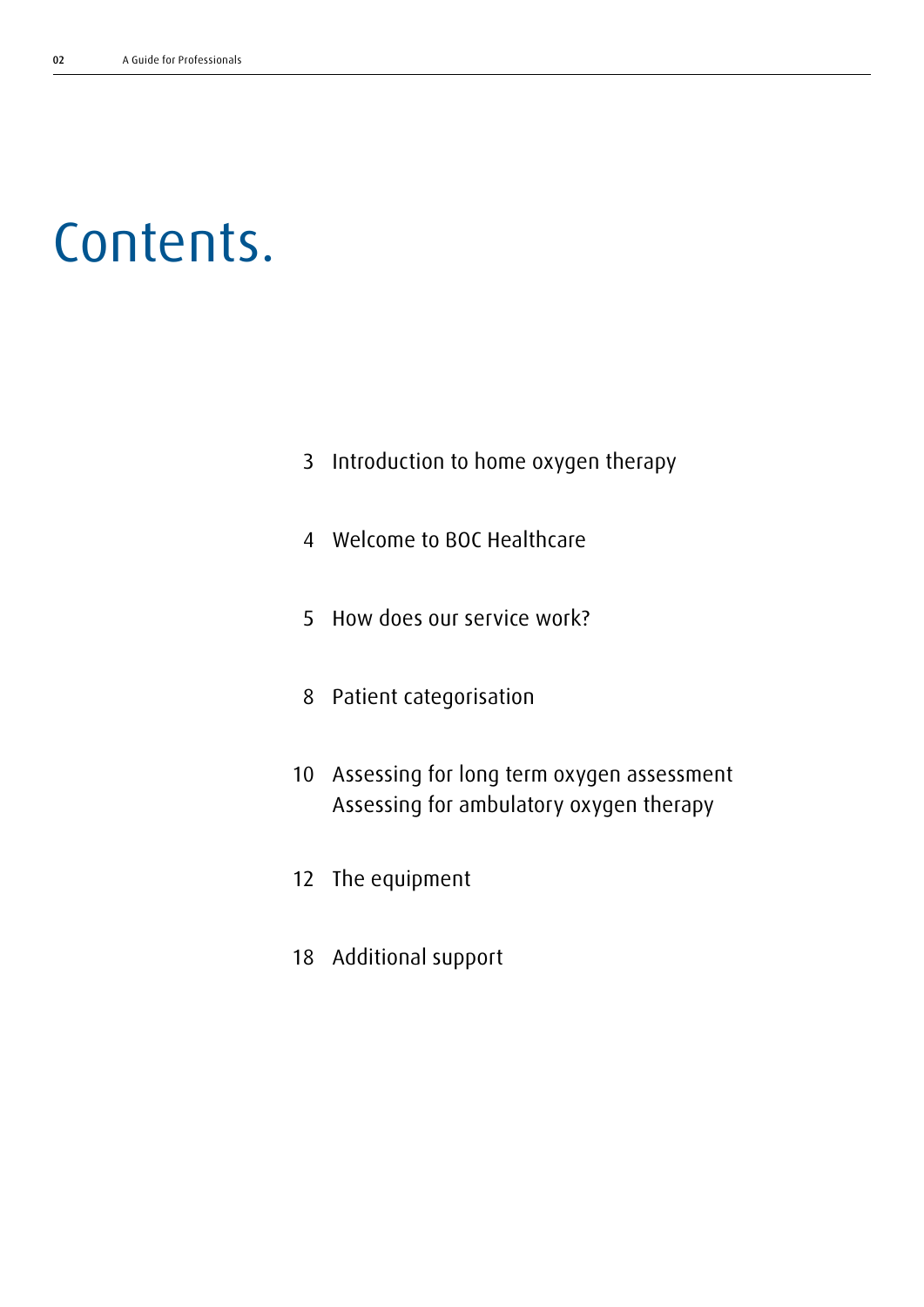# Contents.

3 Introduction to home oxygen therapy

4 Welcome to BOC Healthcare

5 How does our service work?

8 Patient categorisation

10 Assessing for long term oxygen assessment
Assessing for ambulatory oxygen therapy

12 The equipment

18 Additional support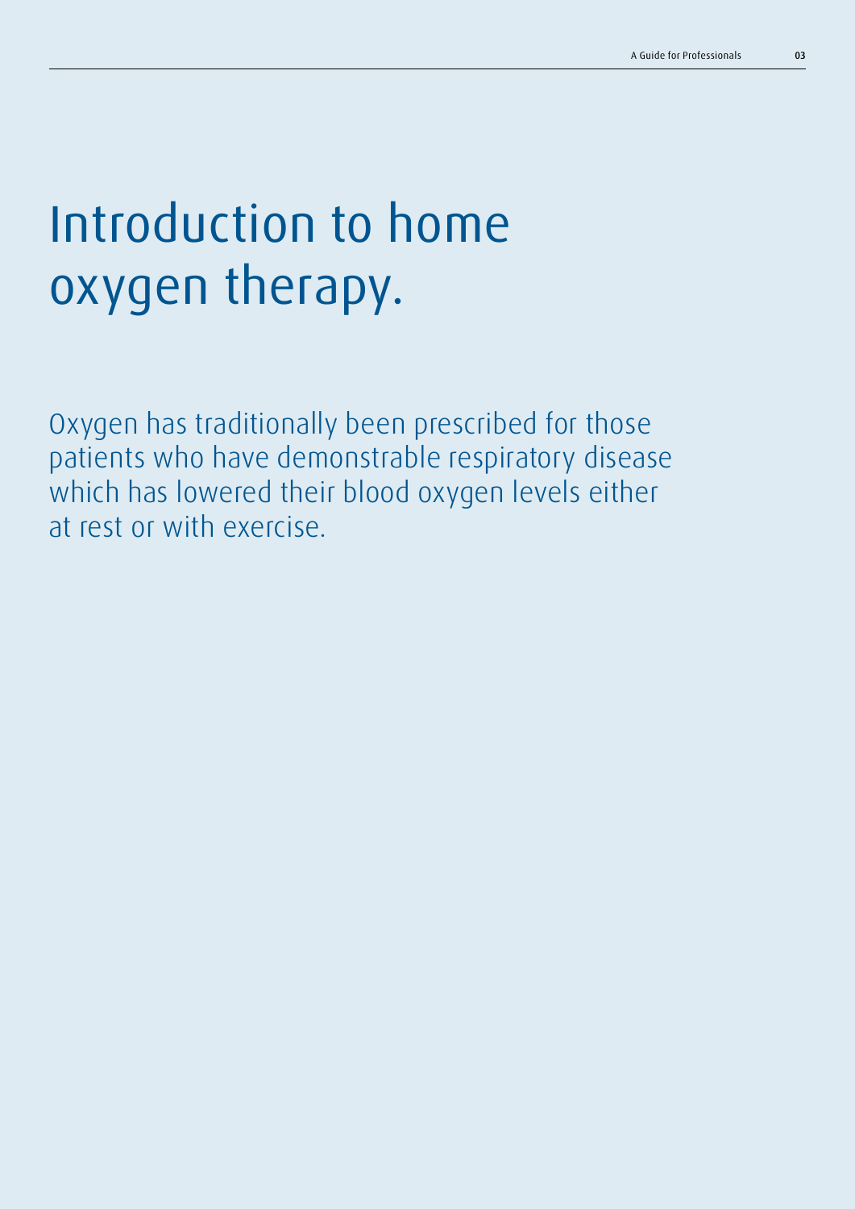# Introduction to home oxygen therapy.

Oxygen has traditionally been prescribed for those patients who have demonstrable respiratory disease which has lowered their blood oxygen levels either at rest or with exercise.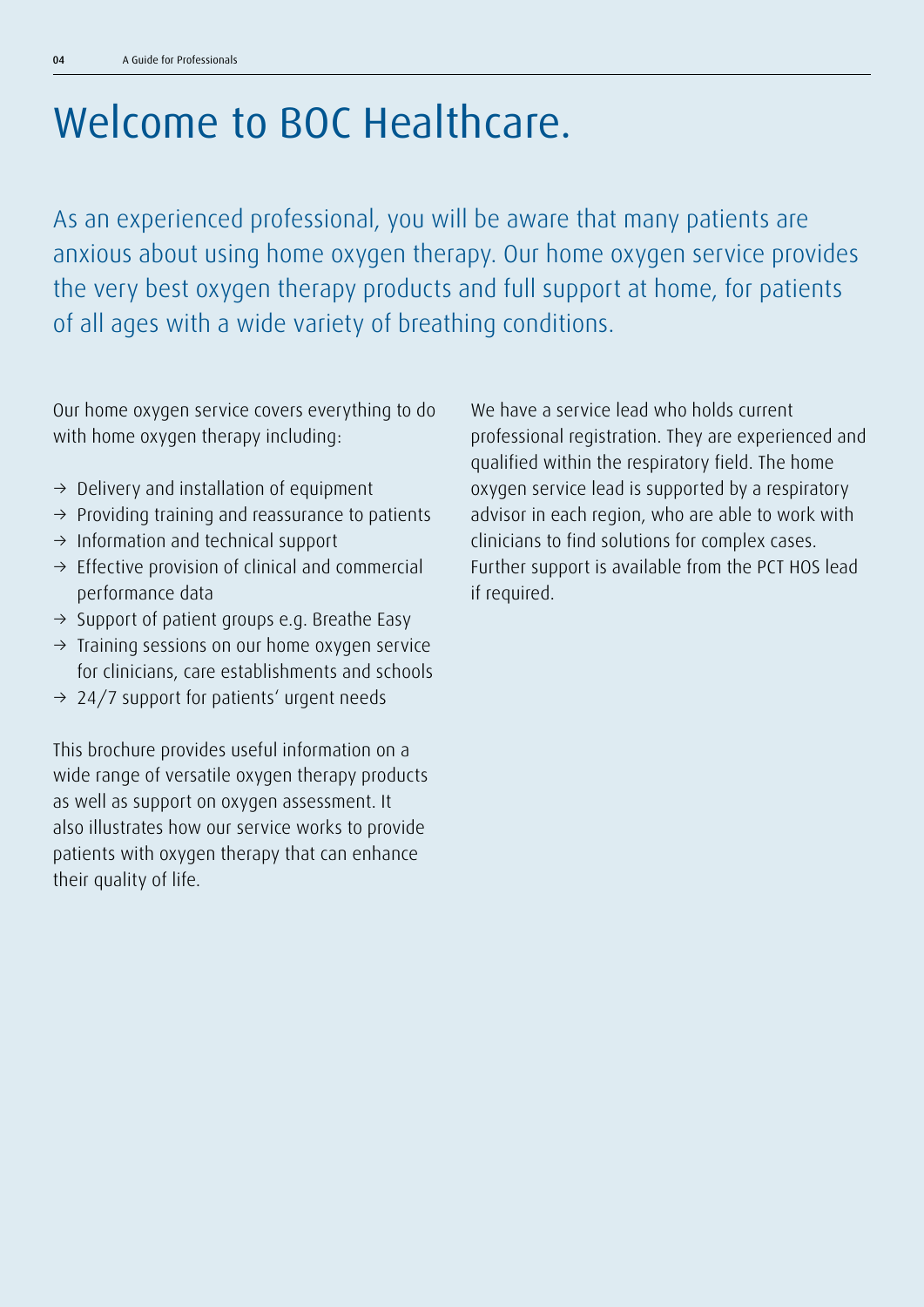# Welcome to BOC Healthcare.

As an experienced professional, you will be aware that many patients are anxious about using home oxygen therapy. Our home oxygen service provides the very best oxygen therapy products and full support at home, for patients of all ages with a wide variety of breathing conditions.

Our home oxygen service covers everything to do with home oxygen therapy including:

- Delivery and installation of equipment
- Providing training and reassurance to patients
- Information and technical support
- Effective provision of clinical and commercial performance data
- Support of patient groups e.g. Breathe Easy
- Training sessions on our home oxygen service for clinicians, care establishments and schools
- 24/7 support for patients' urgent needs

This brochure provides useful information on a wide range of versatile oxygen therapy products as well as support on oxygen assessment. It also illustrates how our service works to provide patients with oxygen therapy that can enhance their quality of life.

We have a service lead who holds current professional registration. They are experienced and qualified within the respiratory field. The home oxygen service lead is supported by a respiratory advisor in each region, who are able to work with clinicians to find solutions for complex cases. Further support is available from the PCT HOS lead if required.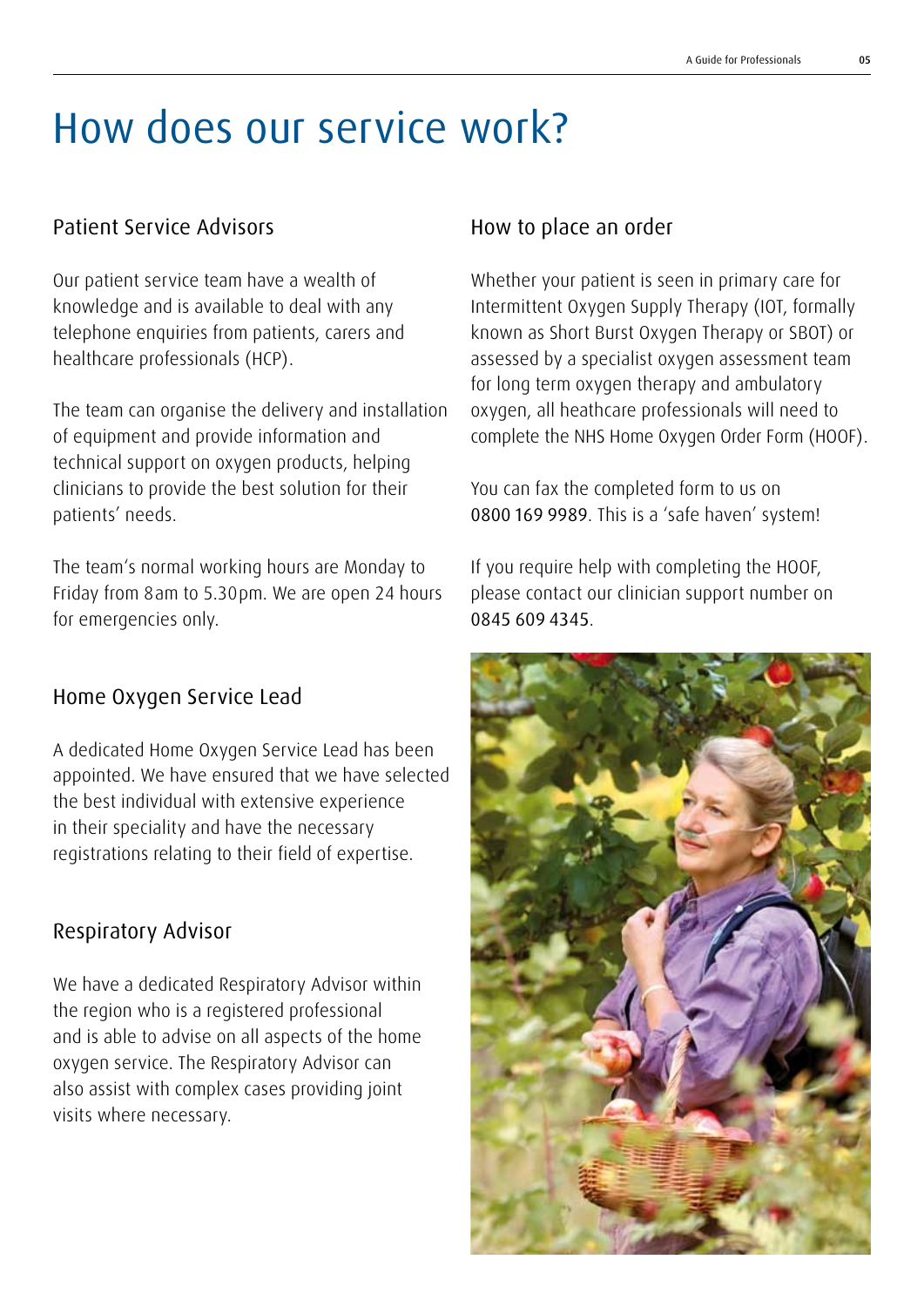# How does our service work?

## Patient Service Advisors

Our patient service team have a wealth of knowledge and is available to deal with any telephone enquiries from patients, carers and healthcare professionals (HCP).

The team can organise the delivery and installation of equipment and provide information and technical support on oxygen products, helping clinicians to provide the best solution for their patients' needs.

The team's normal working hours are Monday to Friday from 8am to 5.30pm. We are open 24 hours for emergencies only.

## Home Oxygen Service Lead

A dedicated Home Oxygen Service Lead has been appointed. We have ensured that we have selected the best individual with extensive experience in their speciality and have the necessary registrations relating to their field of expertise.

## Respiratory Advisor

We have a dedicated Respiratory Advisor within the region who is a registered professional and is able to advise on all aspects of the home oxygen service. The Respiratory Advisor can also assist with complex cases providing joint visits where necessary.

## How to place an order

Whether your patient is seen in primary care for Intermittent Oxygen Supply Therapy (IOT, formally known as Short Burst Oxygen Therapy or SBOT) or assessed by a specialist oxygen assessment team for long term oxygen therapy and ambulatory oxygen, all heathcare professionals will need to complete the NHS Home Oxygen Order Form (HOOF).

You can fax the completed form to us on 0800 169 9989. This is a 'safe haven' system!

If you require help with completing the HOOF, please contact our clinician support number on 0845 609 4345.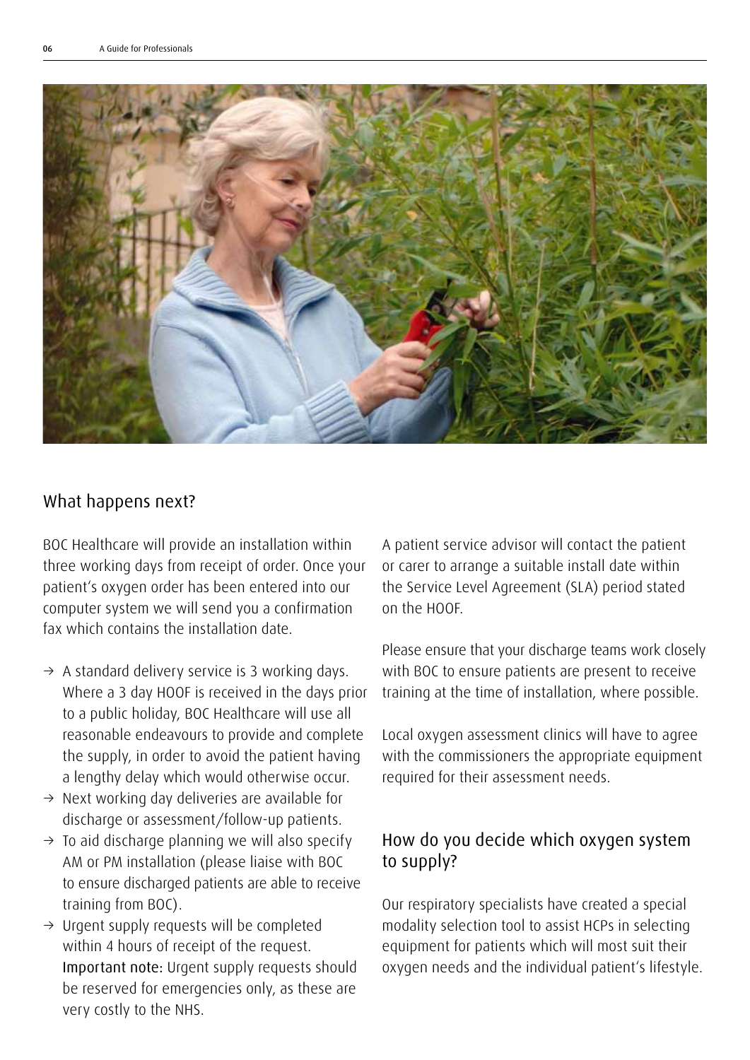## What happens next?

BOC Healthcare will provide an installation within three working days from receipt of order. Once your patient's oxygen order has been entered into our computer system we will send you a confirmation fax which contains the installation date.

- → A standard delivery service is 3 working days. Where a 3 day HOOF is received in the days prior to a public holiday, BOC Healthcare will use all reasonable endeavours to provide and complete the supply, in order to avoid the patient having a lengthy delay which would otherwise occur.
- → Next working day deliveries are available for discharge or assessment/follow-up patients.
- → To aid discharge planning we will also specify AM or PM installation (please liaise with BOC to ensure discharged patients are able to receive training from BOC).
- → Urgent supply requests will be completed within 4 hours of receipt of the request. **Important note:** Urgent supply requests should be reserved for emergencies only, as these are very costly to the NHS.

A patient service advisor will contact the patient or carer to arrange a suitable install date within the Service Level Agreement (SLA) period stated on the HOOF.

Please ensure that your discharge teams work closely with BOC to ensure patients are present to receive training at the time of installation, where possible.

Local oxygen assessment clinics will have to agree with the commissioners the appropriate equipment required for their assessment needs.

## How do you decide which oxygen system to supply?

Our respiratory specialists have created a special modality selection tool to assist HCPs in selecting equipment for patients which will most suit their oxygen needs and the individual patient's lifestyle.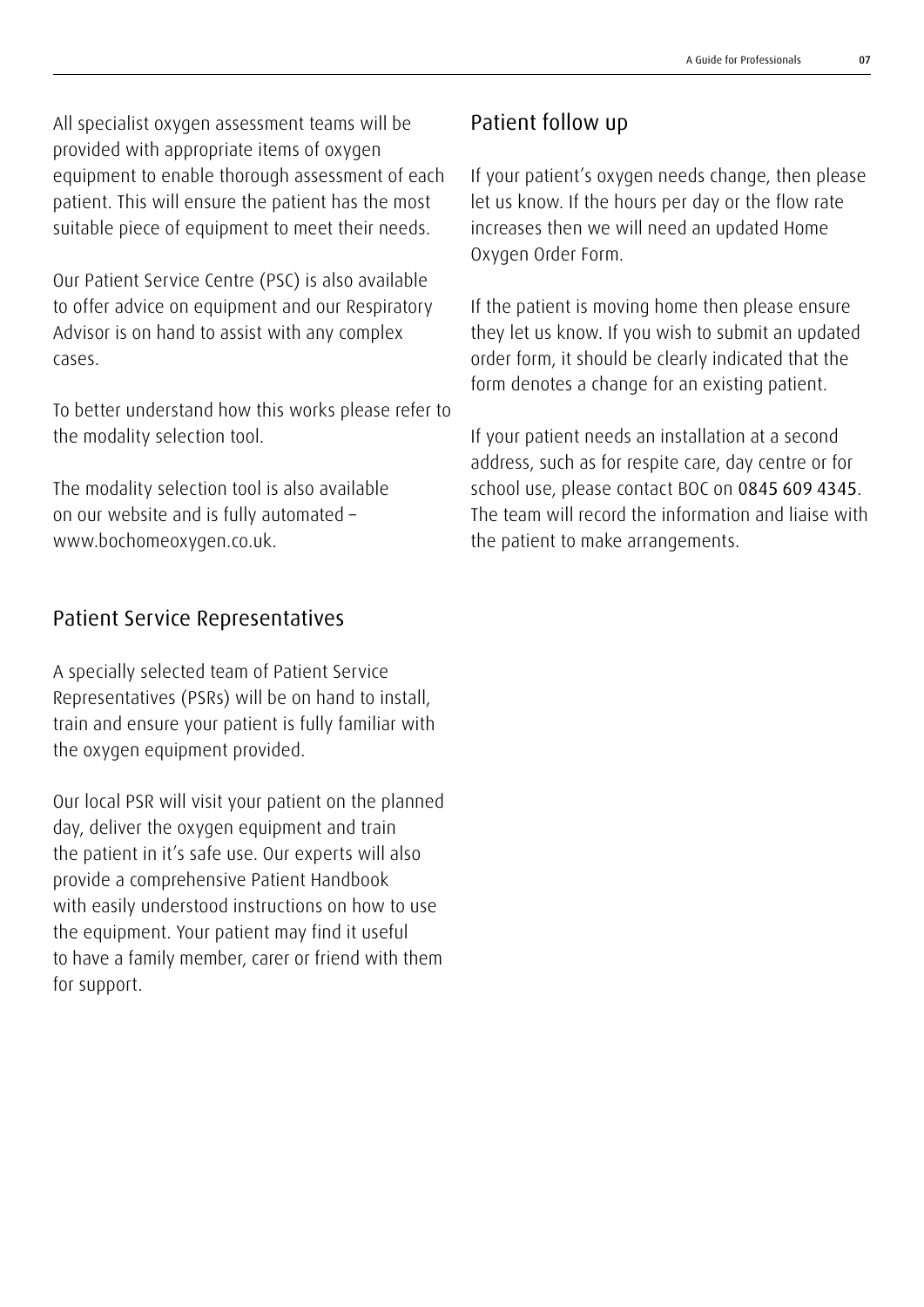All specialist oxygen assessment teams will be provided with appropriate items of oxygen equipment to enable thorough assessment of each patient. This will ensure the patient has the most suitable piece of equipment to meet their needs.

Our Patient Service Centre (PSC) is also available to offer advice on equipment and our Respiratory Advisor is on hand to assist with any complex cases.

To better understand how this works please refer to the modality selection tool.

The modality selection tool is also available on our website and is fully automated – www.bochomeoxygen.co.uk.

## Patient Service Representatives

A specially selected team of Patient Service Representatives (PSRs) will be on hand to install, train and ensure your patient is fully familiar with the oxygen equipment provided.

Our local PSR will visit your patient on the planned day, deliver the oxygen equipment and train the patient in it's safe use. Our experts will also provide a comprehensive Patient Handbook with easily understood instructions on how to use the equipment. Your patient may find it useful to have a family member, carer or friend with them for support.

## Patient follow up

If your patient's oxygen needs change, then please let us know. If the hours per day or the flow rate increases then we will need an updated Home Oxygen Order Form.

If the patient is moving home then please ensure they let us know. If you wish to submit an updated order form, it should be clearly indicated that the form denotes a change for an existing patient.

If your patient needs an installation at a second address, such as for respite care, day centre or for school use, please contact BOC on 0845 609 4345. The team will record the information and liaise with the patient to make arrangements.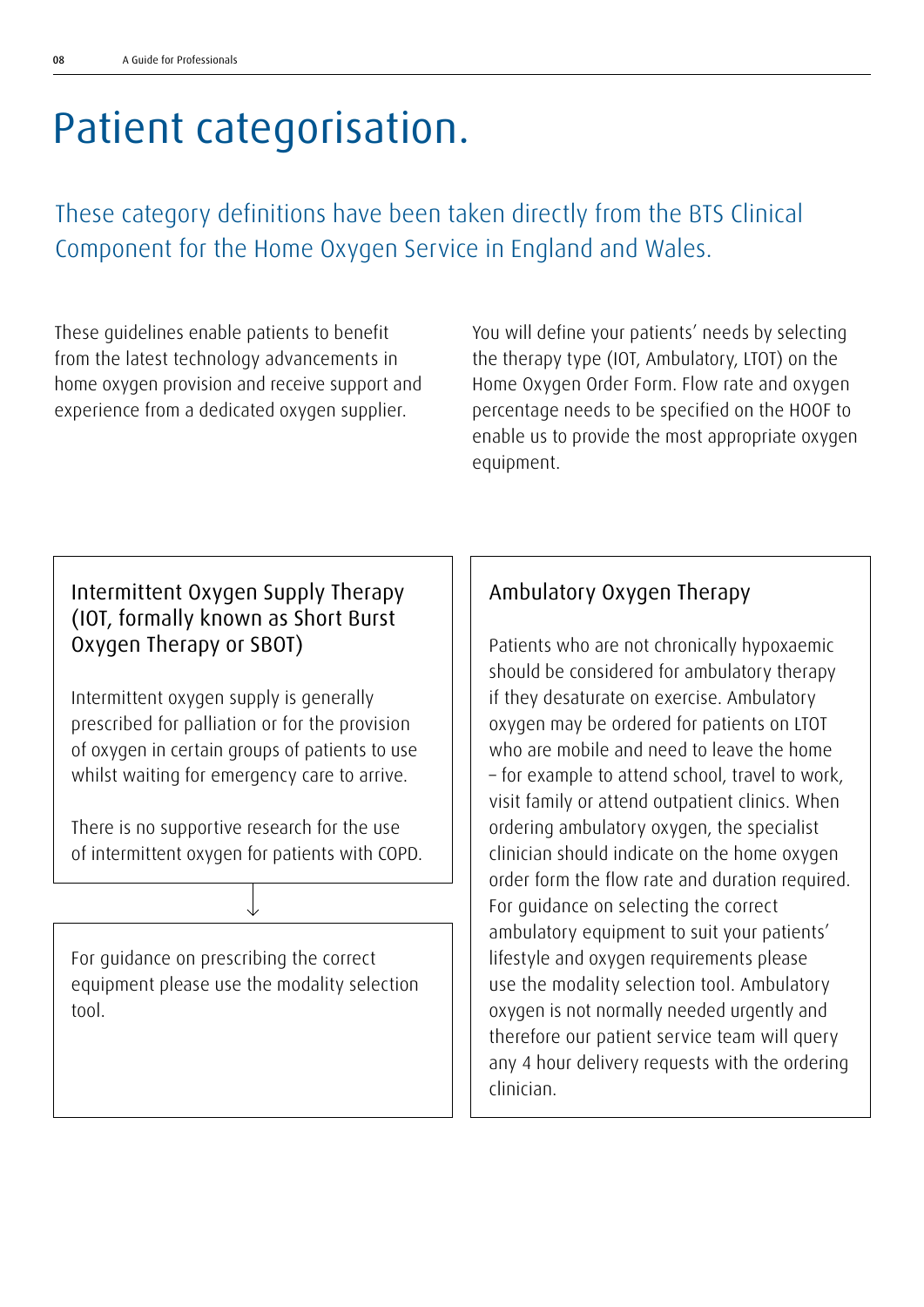# Patient categorisation.

These category definitions have been taken directly from the BTS Clinical Component for the Home Oxygen Service in England and Wales.

These guidelines enable patients to benefit from the latest technology advancements in home oxygen provision and receive support and experience from a dedicated oxygen supplier.

You will define your patients' needs by selecting the therapy type (IOT, Ambulatory, LTOT) on the Home Oxygen Order Form. Flow rate and oxygen percentage needs to be specified on the HOOF to enable us to provide the most appropriate oxygen equipment.

## Intermittent Oxygen Supply Therapy (IOT, formally known as Short Burst Oxygen Therapy or SBOT)

Intermittent oxygen supply is generally prescribed for palliation or for the provision of oxygen in certain groups of patients to use whilst waiting for emergency care to arrive.

There is no supportive research for the use of intermittent oxygen for patients with COPD.

For guidance on prescribing the correct equipment please use the modality selection tool.

## Ambulatory Oxygen Therapy

Patients who are not chronically hypoxaemic should be considered for ambulatory therapy if they desaturate on exercise. Ambulatory oxygen may be ordered for patients on LTOT who are mobile and need to leave the home – for example to attend school, travel to work, visit family or attend outpatient clinics. When ordering ambulatory oxygen, the specialist clinician should indicate on the home oxygen order form the flow rate and duration required. For guidance on selecting the correct ambulatory equipment to suit your patients' lifestyle and oxygen requirements please use the modality selection tool. Ambulatory oxygen is not normally needed urgently and therefore our patient service team will query any 4 hour delivery requests with the ordering clinician.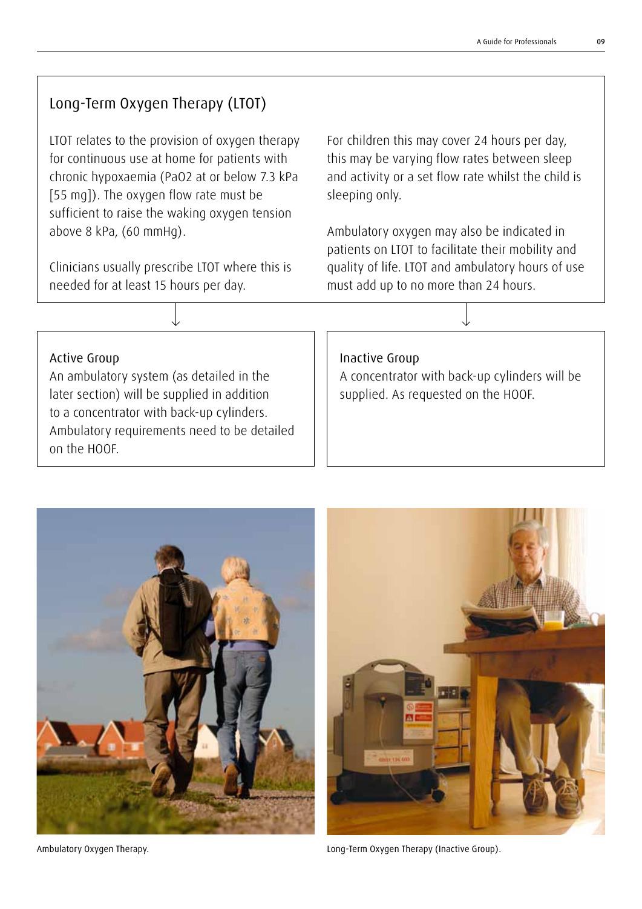## Long-Term Oxygen Therapy (LTOT)

LTOT relates to the provision of oxygen therapy for continuous use at home for patients with chronic hypoxaemia (PaO2 at or below 7.3 kPa [55 mg]). The oxygen flow rate must be sufficient to raise the waking oxygen tension above 8 kPa, (60 mmHg).

Clinicians usually prescribe LTOT where this is needed for at least 15 hours per day.

For children this may cover 24 hours per day, this may be varying flow rates between sleep and activity or a set flow rate whilst the child is sleeping only.

Ambulatory oxygen may also be indicated in patients on LTOT to facilitate their mobility and quality of life. LTOT and ambulatory hours of use must add up to no more than 24 hours.

### Active Group

An ambulatory system (as detailed in the later section) will be supplied in addition to a concentrator with back-up cylinders. Ambulatory requirements need to be detailed on the HOOF.

### Inactive Group

A concentrator with back-up cylinders will be supplied. As requested on the HOOF.

Ambulatory Oxygen Therapy.

Long-Term Oxygen Therapy (Inactive Group).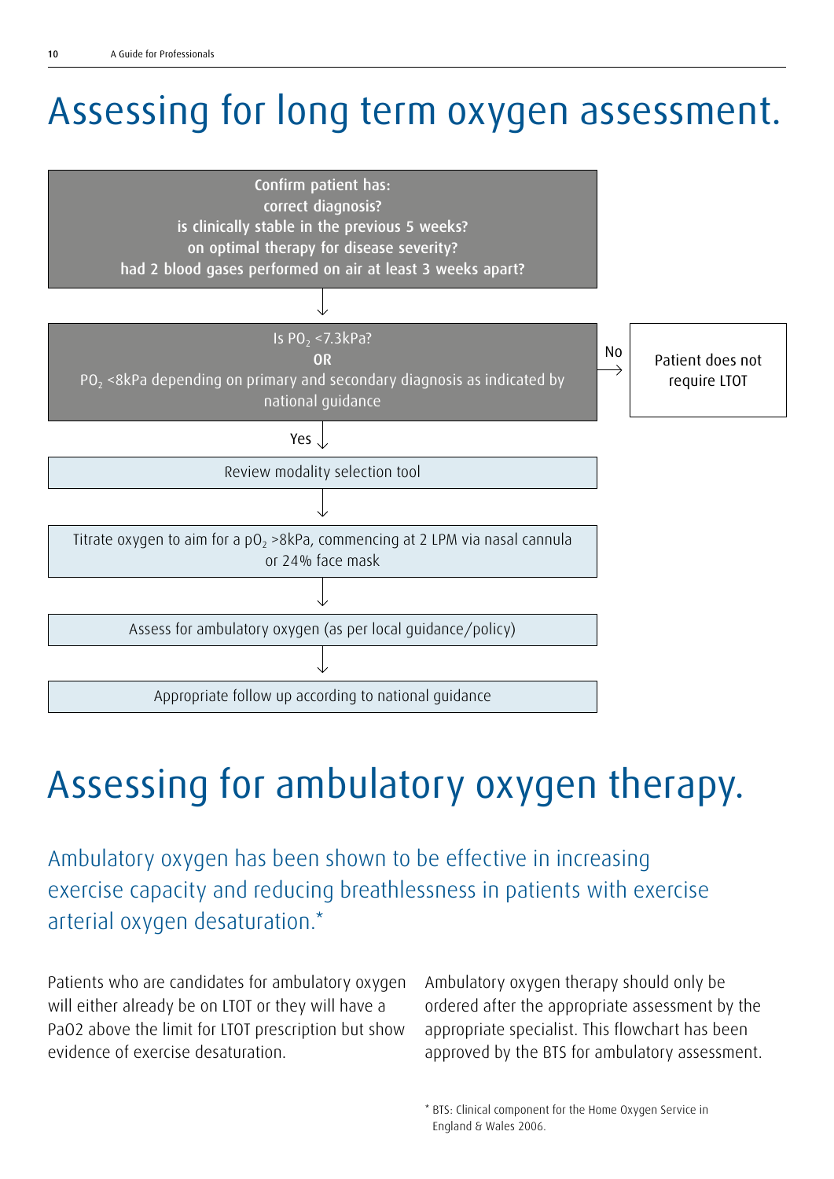# Assessing for long term oxygen assessment.

**Confirm patient has:**
**correct diagnosis?**
**is clinically stable in the previous 5 weeks?**
**on optimal therapy for disease severity?**
**had 2 blood gases performed on air at least 3 weeks apart?**

↓

Is $PO_2$ <7.3kPa?
**OR**
$PO_2$ <8kPa depending on primary and secondary diagnosis as indicated by national guidance

No → Patient does not require LTOT

Yes ↓

Review modality selection tool

↓

Titrate oxygen to aim for a $pO_2$ >8kPa, commencing at 2 LPM via nasal cannula or 24% face mask

↓

Assess for ambulatory oxygen (as per local guidance/policy)

↓

Appropriate follow up according to national guidance

# Assessing for ambulatory oxygen therapy.

## Ambulatory oxygen has been shown to be effective in increasing exercise capacity and reducing breathlessness in patients with exercise arterial oxygen desaturation.*

Patients who are candidates for ambulatory oxygen will either already be on LTOT or they will have a PaO2 above the limit for LTOT prescription but show evidence of exercise desaturation.

Ambulatory oxygen therapy should only be ordered after the appropriate assessment by the appropriate specialist. This flowchart has been approved by the BTS for ambulatory assessment.

* BTS: Clinical component for the Home Oxygen Service in England & Wales 2006.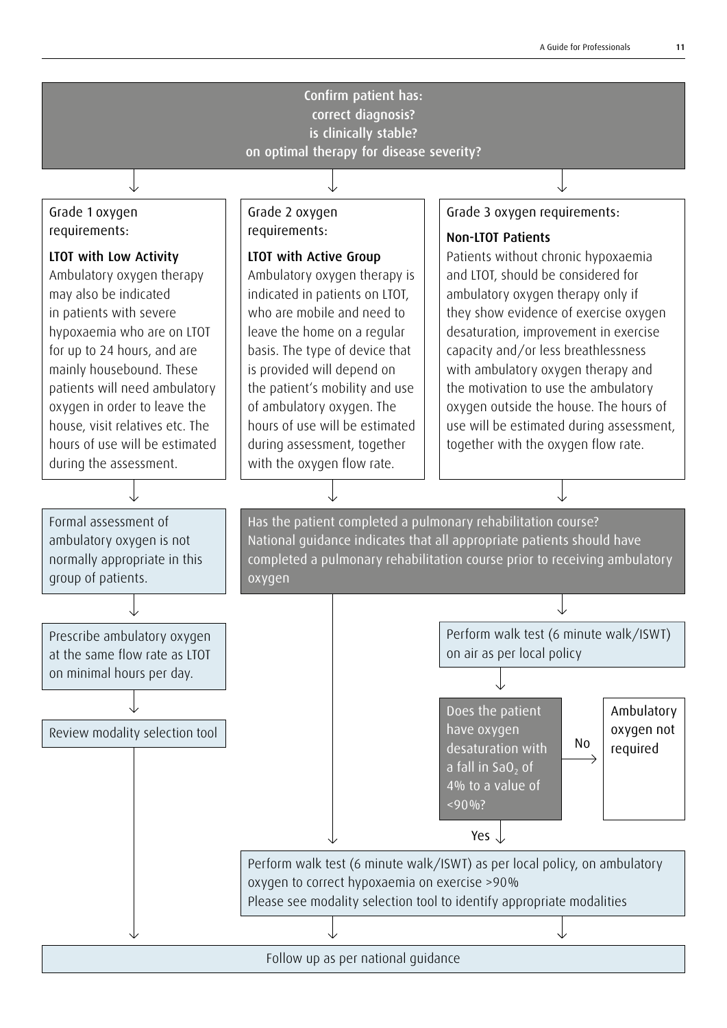Confirm patient has:
correct diagnosis?
is clinically stable?
on optimal therapy for disease severity?

Grade 1 oxygen requirements:

**LTOT with Low Activity**

Ambulatory oxygen therapy may also be indicated in patients with severe hypoxaemia who are on LTOT for up to 24 hours, and are mainly housebound. These patients will need ambulatory oxygen in order to leave the house, visit relatives etc. The hours of use will be estimated during the assessment.

Grade 2 oxygen requirements:

**LTOT with Active Group**

Ambulatory oxygen therapy is indicated in patients on LTOT, who are mobile and need to leave the home on a regular basis. The type of device that is provided will depend on the patient's mobility and use of ambulatory oxygen. The hours of use will be estimated during assessment, together with the oxygen flow rate.

Grade 3 oxygen requirements:

**Non-LTOT Patients**

Patients without chronic hypoxaemia and LTOT, should be considered for ambulatory oxygen therapy only if they show evidence of exercise oxygen desaturation, improvement in exercise capacity and/or less breathlessness with ambulatory oxygen therapy and the motivation to use the ambulatory oxygen outside the house. The hours of use will be estimated during assessment, together with the oxygen flow rate.

Formal assessment of ambulatory oxygen is not normally appropriate in this group of patients.

Prescribe ambulatory oxygen at the same flow rate as LTOT on minimal hours per day.

Review modality selection tool

Has the patient completed a pulmonary rehabilitation course?
National guidance indicates that all appropriate patients should have completed a pulmonary rehabilitation course prior to receiving ambulatory oxygen

Perform walk test (6 minute walk/ISWT) on air as per local policy

Does the patient have oxygen desaturation with a fall in $SaO_2$ of 4% to a value of <90%?

No → Ambulatory oxygen not required

Yes ↓

Perform walk test (6 minute walk/ISWT) as per local policy, on ambulatory oxygen to correct hypoxaemia on exercise >90%
Please see modality selection tool to identify appropriate modalities

Follow up as per national guidance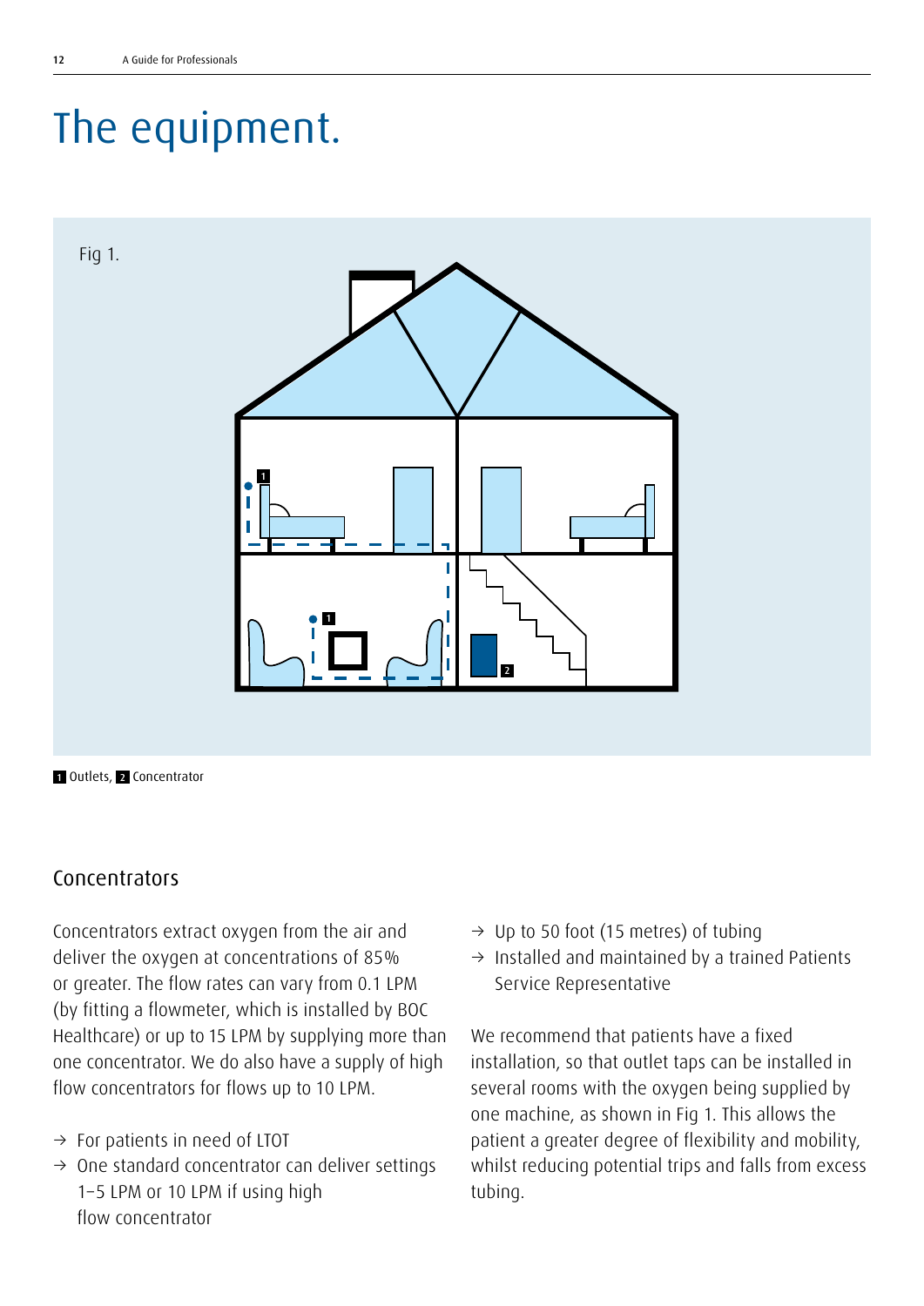# The equipment.

Fig 1.

**1** Outlets, **2** Concentrator

## Concentrators

Concentrators extract oxygen from the air and deliver the oxygen at concentrations of 85% or greater. The flow rates can vary from 0.1 LPM (by fitting a flowmeter, which is installed by BOC Healthcare) or up to 15 LPM by supplying more than one concentrator. We do also have a supply of high flow concentrators for flows up to 10 LPM.

- → For patients in need of LTOT
- → One standard concentrator can deliver settings 1–5 LPM or 10 LPM if using high flow concentrator
- → Up to 50 foot (15 metres) of tubing
- → Installed and maintained by a trained Patients Service Representative

We recommend that patients have a fixed installation, so that outlet taps can be installed in several rooms with the oxygen being supplied by one machine, as shown in Fig 1. This allows the patient a greater degree of flexibility and mobility, whilst reducing potential trips and falls from excess tubing.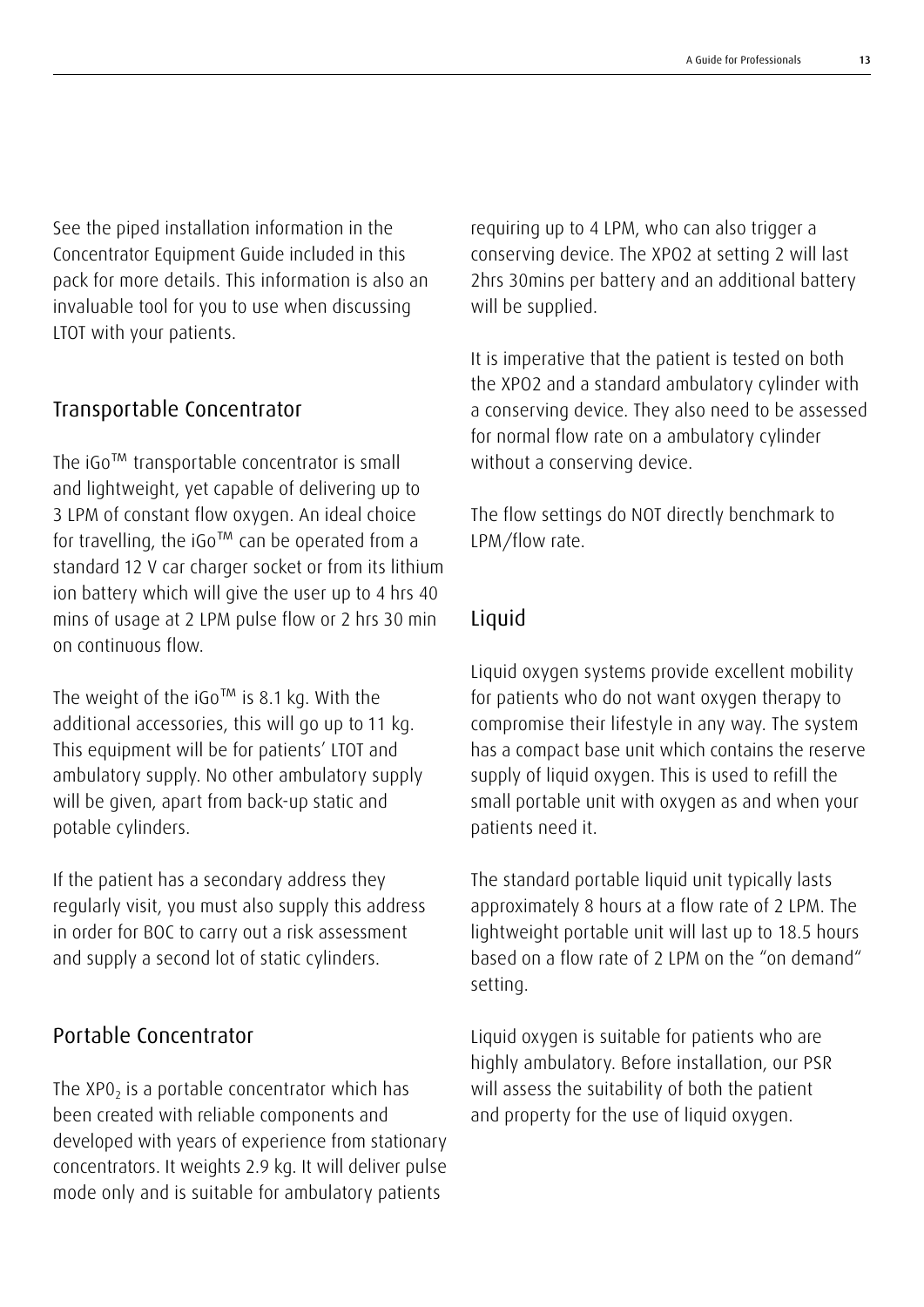See the piped installation information in the Concentrator Equipment Guide included in this pack for more details. This information is also an invaluable tool for you to use when discussing LTOT with your patients.

## Transportable Concentrator

The iGo™ transportable concentrator is small and lightweight, yet capable of delivering up to 3 LPM of constant flow oxygen. An ideal choice for travelling, the iGo™ can be operated from a standard 12 V car charger socket or from its lithium ion battery which will give the user up to 4 hrs 40 mins of usage at 2 LPM pulse flow or 2 hrs 30 min on continuous flow.

The weight of the iGo™ is 8.1 kg. With the additional accessories, this will go up to 11 kg. This equipment will be for patients' LTOT and ambulatory supply. No other ambulatory supply will be given, apart from back-up static and potable cylinders.

If the patient has a secondary address they regularly visit, you must also supply this address in order for BOC to carry out a risk assessment and supply a second lot of static cylinders.

## Portable Concentrator

The $XP0_2$ is a portable concentrator which has been created with reliable components and developed with years of experience from stationary concentrators. It weights 2.9 kg. It will deliver pulse mode only and is suitable for ambulatory patients requiring up to 4 LPM, who can also trigger a conserving device. The XPO2 at setting 2 will last 2hrs 30mins per battery and an additional battery will be supplied.

It is imperative that the patient is tested on both the XPO2 and a standard ambulatory cylinder with a conserving device. They also need to be assessed for normal flow rate on a ambulatory cylinder without a conserving device.

The flow settings do NOT directly benchmark to LPM/flow rate.

## Liquid

Liquid oxygen systems provide excellent mobility for patients who do not want oxygen therapy to compromise their lifestyle in any way. The system has a compact base unit which contains the reserve supply of liquid oxygen. This is used to refill the small portable unit with oxygen as and when your patients need it.

The standard portable liquid unit typically lasts approximately 8 hours at a flow rate of 2 LPM. The lightweight portable unit will last up to 18.5 hours based on a flow rate of 2 LPM on the "on demand" setting.

Liquid oxygen is suitable for patients who are highly ambulatory. Before installation, our PSR will assess the suitability of both the patient and property for the use of liquid oxygen.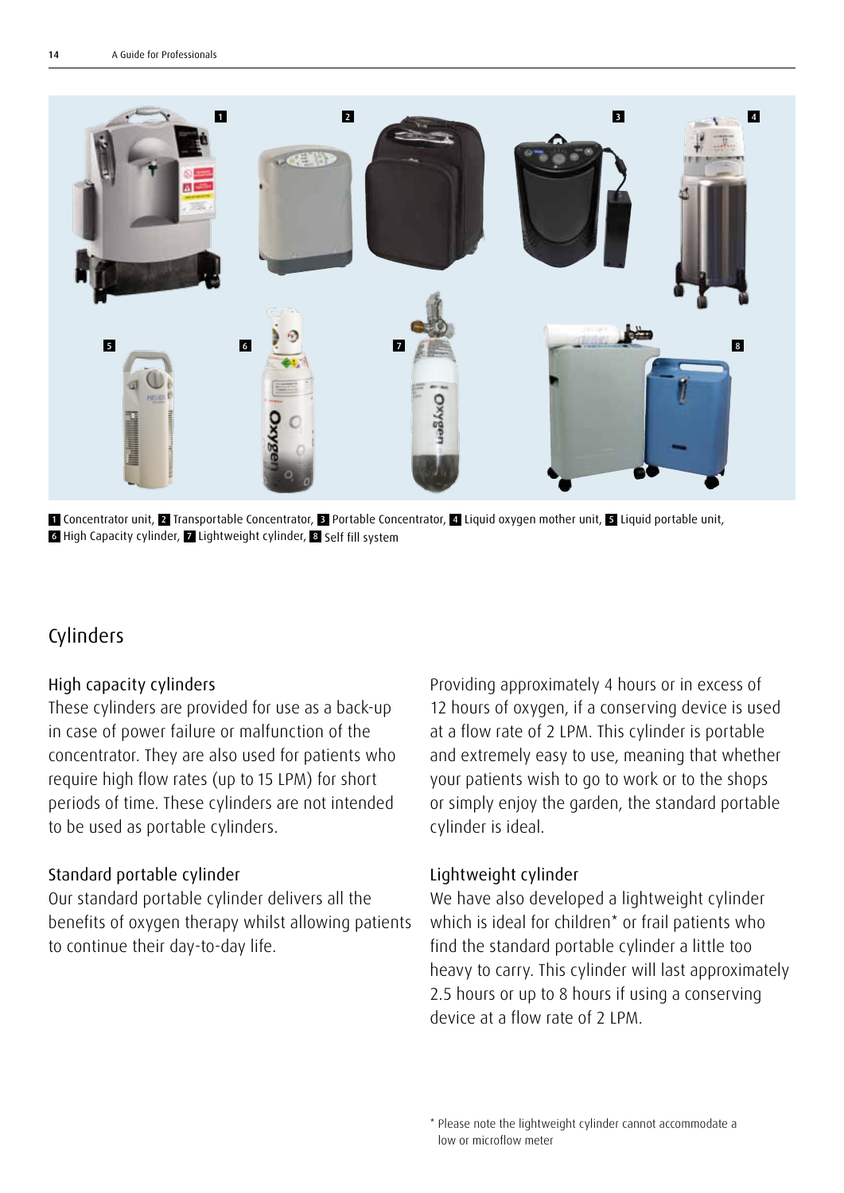1 Concentrator unit, 2 Transportable Concentrator, 3 Portable Concentrator, 4 Liquid oxygen mother unit, 5 Liquid portable unit, 6 High Capacity cylinder, 7 Lightweight cylinder, 8 Self fill system

## Cylinders

### High capacity cylinders

These cylinders are provided for use as a back-up in case of power failure or malfunction of the concentrator. They are also used for patients who require high flow rates (up to 15 LPM) for short periods of time. These cylinders are not intended to be used as portable cylinders.

### Standard portable cylinder

Our standard portable cylinder delivers all the benefits of oxygen therapy whilst allowing patients to continue their day-to-day life.

Providing approximately 4 hours or in excess of 12 hours of oxygen, if a conserving device is used at a flow rate of 2 LPM. This cylinder is portable and extremely easy to use, meaning that whether your patients wish to go to work or to the shops or simply enjoy the garden, the standard portable cylinder is ideal.

### Lightweight cylinder

We have also developed a lightweight cylinder which is ideal for children* or frail patients who find the standard portable cylinder a little too heavy to carry. This cylinder will last approximately 2.5 hours or up to 8 hours if using a conserving device at a flow rate of 2 LPM.

* Please note the lightweight cylinder cannot accommodate a low or microflow meter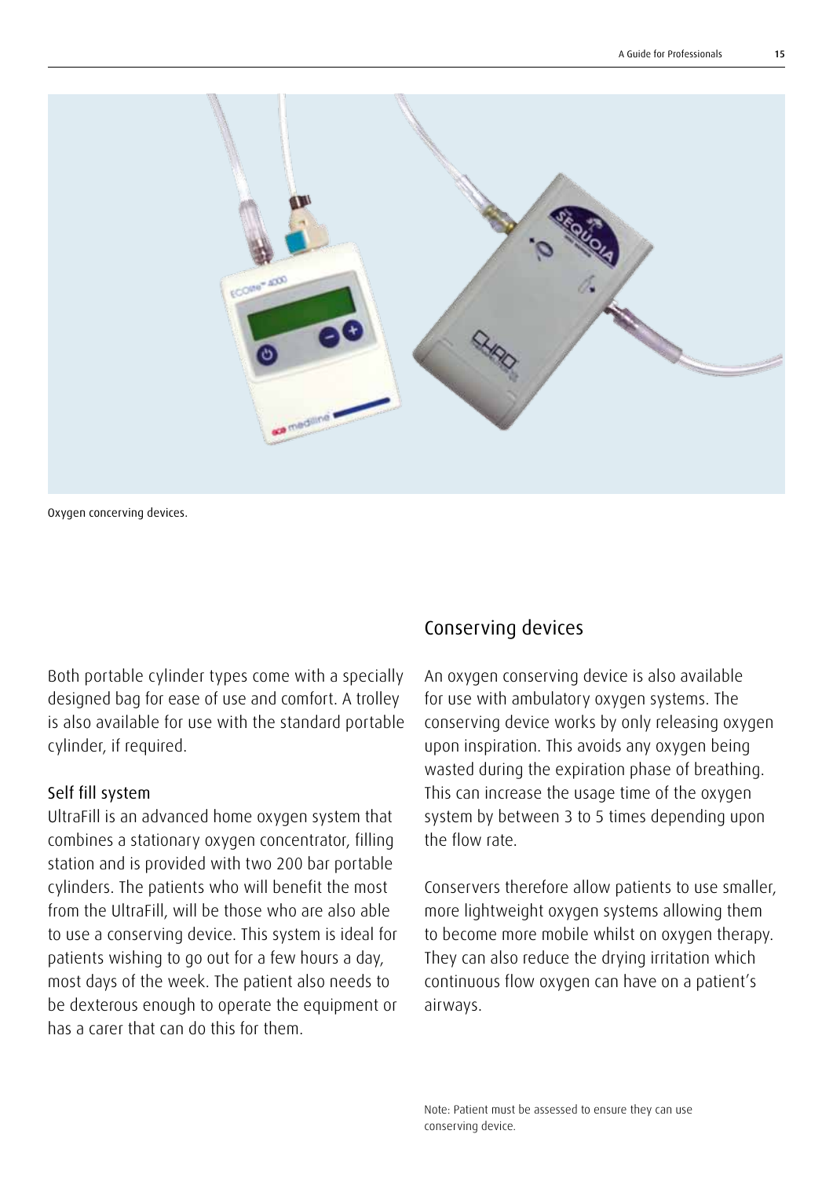Oxygen concerving devices.

Both portable cylinder types come with a specially designed bag for ease of use and comfort. A trolley is also available for use with the standard portable cylinder, if required.

### Self fill system

UltraFill is an advanced home oxygen system that combines a stationary oxygen concentrator, filling station and is provided with two 200 bar portable cylinders. The patients who will benefit the most from the UltraFill, will be those who are also able to use a conserving device. This system is ideal for patients wishing to go out for a few hours a day, most days of the week. The patient also needs to be dexterous enough to operate the equipment or has a carer that can do this for them.

## Conserving devices

An oxygen conserving device is also available for use with ambulatory oxygen systems. The conserving device works by only releasing oxygen upon inspiration. This avoids any oxygen being wasted during the expiration phase of breathing. This can increase the usage time of the oxygen system by between 3 to 5 times depending upon the flow rate.

Conservers therefore allow patients to use smaller, more lightweight oxygen systems allowing them to become more mobile whilst on oxygen therapy. They can also reduce the drying irritation which continuous flow oxygen can have on a patient's airways.

Note: Patient must be assessed to ensure they can use conserving device.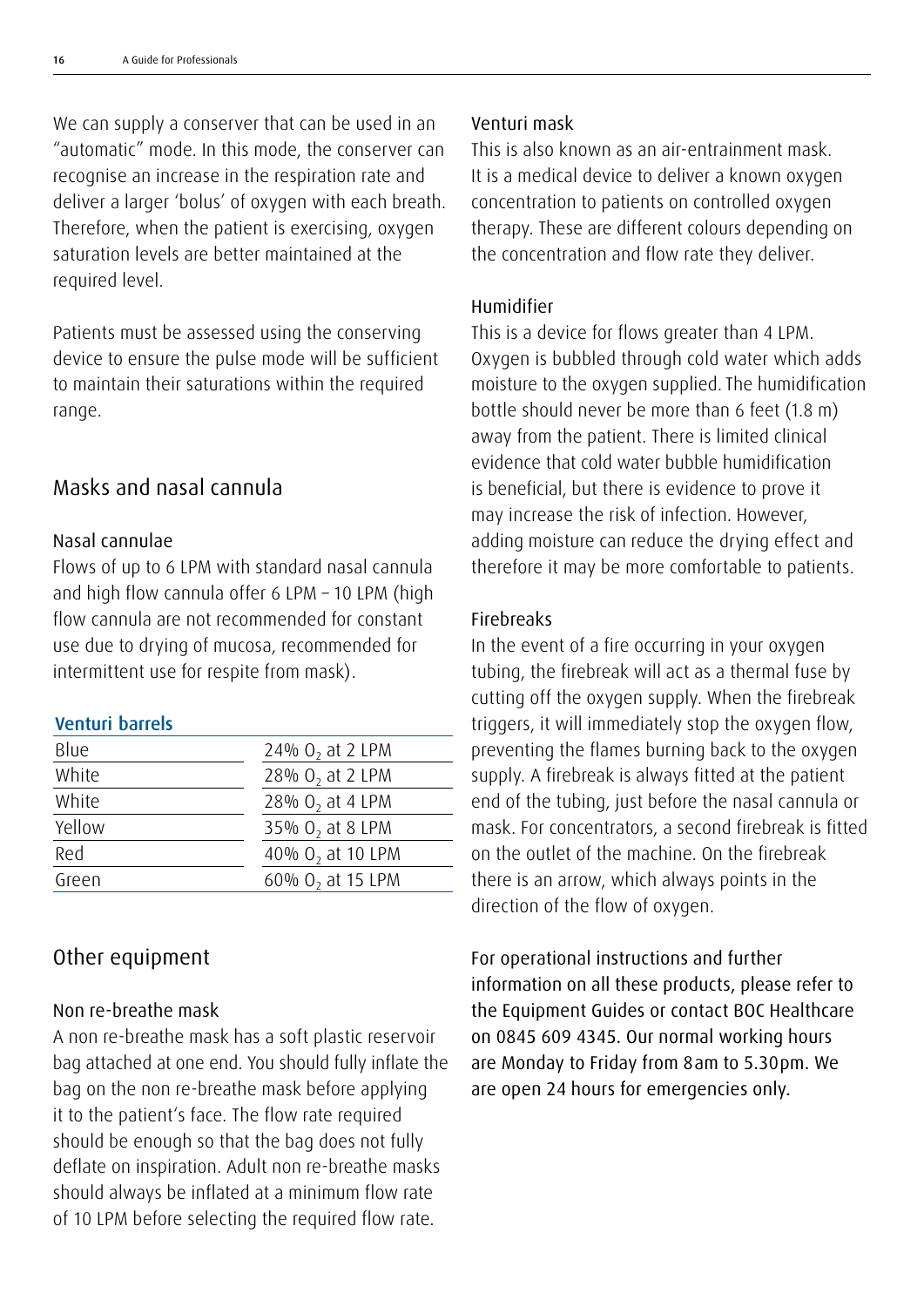We can supply a conserver that can be used in an "automatic" mode. In this mode, the conserver can recognise an increase in the respiration rate and deliver a larger 'bolus' of oxygen with each breath. Therefore, when the patient is exercising, oxygen saturation levels are better maintained at the required level.

Patients must be assessed using the conserving device to ensure the pulse mode will be sufficient to maintain their saturations within the required range.

## Masks and nasal cannula

### Nasal cannulae

Flows of up to 6 LPM with standard nasal cannula and high flow cannula offer 6 LPM – 10 LPM (high flow cannula are not recommended for constant use due to drying of mucosa, recommended for intermittent use for respite from mask).

**Venturi barrels**

| | |
|---|---|
| Blue | 24% $O_2$ at 2 LPM |
| White | 28% $O_2$ at 2 LPM |
| White | 28% $O_2$ at 4 LPM |
| Yellow | 35% $O_2$ at 8 LPM |
| Red | 40% $O_2$ at 10 LPM |
| Green | 60% $O_2$ at 15 LPM |

## Other equipment

### Non re-breathe mask

A non re-breathe mask has a soft plastic reservoir bag attached at one end. You should fully inflate the bag on the non re-breathe mask before applying it to the patient's face. The flow rate required should be enough so that the bag does not fully deflate on inspiration. Adult non re-breathe masks should always be inflated at a minimum flow rate of 10 LPM before selecting the required flow rate.

### Venturi mask

This is also known as an air-entrainment mask. It is a medical device to deliver a known oxygen concentration to patients on controlled oxygen therapy. These are different colours depending on the concentration and flow rate they deliver.

### Humidifier

This is a device for flows greater than 4 LPM. Oxygen is bubbled through cold water which adds moisture to the oxygen supplied. The humidification bottle should never be more than 6 feet (1.8 m) away from the patient. There is limited clinical evidence that cold water bubble humidification is beneficial, but there is evidence to prove it may increase the risk of infection. However, adding moisture can reduce the drying effect and therefore it may be more comfortable to patients.

### Firebreaks

In the event of a fire occurring in your oxygen tubing, the firebreak will act as a thermal fuse by cutting off the oxygen supply. When the firebreak triggers, it will immediately stop the oxygen flow, preventing the flames burning back to the oxygen supply. A firebreak is always fitted at the patient end of the tubing, just before the nasal cannula or mask. For concentrators, a second firebreak is fitted on the outlet of the machine. On the firebreak there is an arrow, which always points in the direction of the flow of oxygen.

For operational instructions and further information on all these products, please refer to the Equipment Guides or contact BOC Healthcare on 0845 609 4345. Our normal working hours are Monday to Friday from 8am to 5.30pm. We are open 24 hours for emergencies only.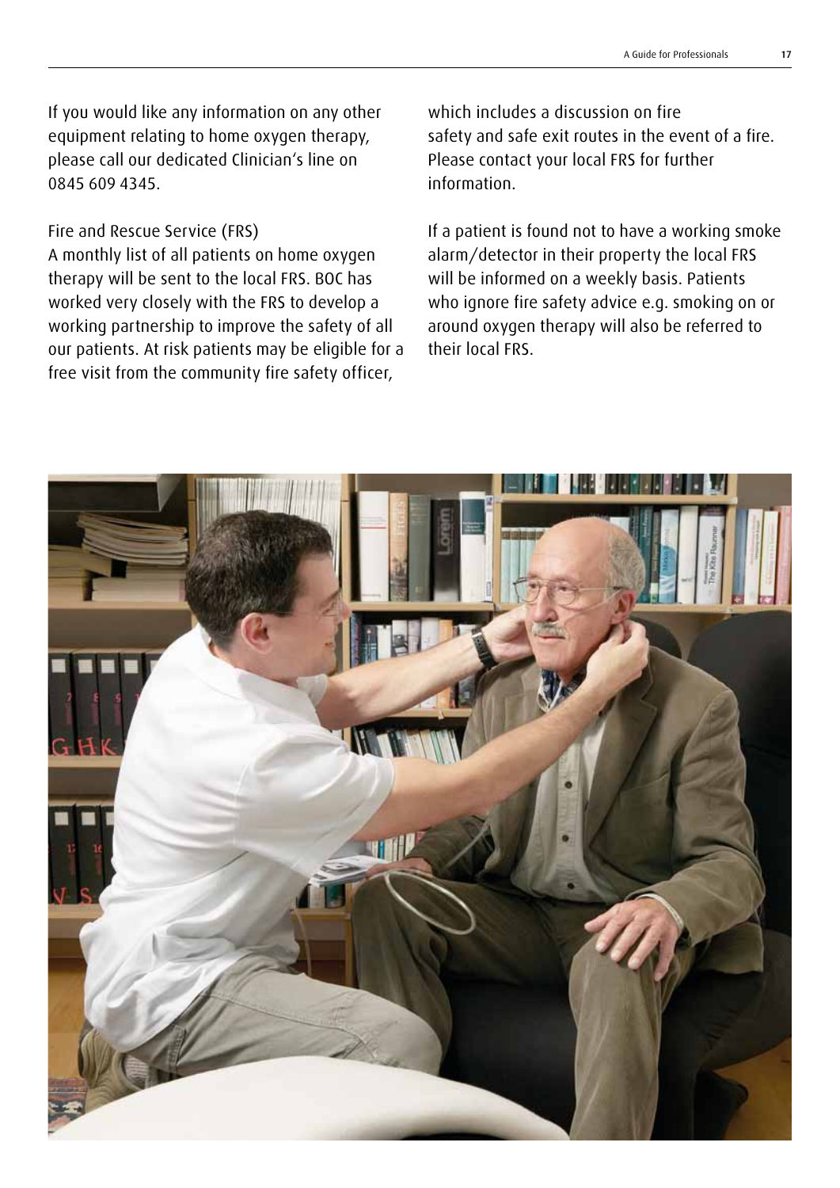If you would like any information on any other equipment relating to home oxygen therapy, please call our dedicated Clinician's line on 0845 609 4345.

Fire and Rescue Service (FRS)

A monthly list of all patients on home oxygen therapy will be sent to the local FRS. BOC has worked very closely with the FRS to develop a working partnership to improve the safety of all our patients. At risk patients may be eligible for a free visit from the community fire safety officer, which includes a discussion on fire safety and safe exit routes in the event of a fire. Please contact your local FRS for further information.

If a patient is found not to have a working smoke alarm/detector in their property the local FRS will be informed on a weekly basis. Patients who ignore fire safety advice e.g. smoking on or around oxygen therapy will also be referred to their local FRS.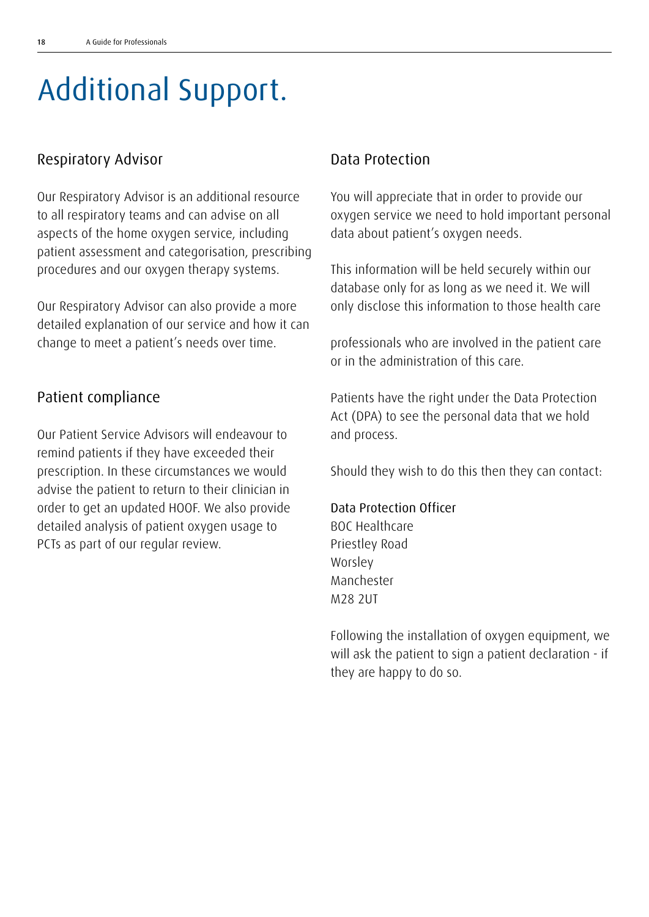# Additional Support.

## Respiratory Advisor

Our Respiratory Advisor is an additional resource to all respiratory teams and can advise on all aspects of the home oxygen service, including patient assessment and categorisation, prescribing procedures and our oxygen therapy systems.

Our Respiratory Advisor can also provide a more detailed explanation of our service and how it can change to meet a patient's needs over time.

## Patient compliance

Our Patient Service Advisors will endeavour to remind patients if they have exceeded their prescription. In these circumstances we would advise the patient to return to their clinician in order to get an updated HOOF. We also provide detailed analysis of patient oxygen usage to PCTs as part of our regular review.

## Data Protection

You will appreciate that in order to provide our oxygen service we need to hold important personal data about patient's oxygen needs.

This information will be held securely within our database only for as long as we need it. We will only disclose this information to those health care professionals who are involved in the patient care or in the administration of this care.

Patients have the right under the Data Protection Act (DPA) to see the personal data that we hold and process.

Should they wish to do this then they can contact:

Data Protection Officer
BOC Healthcare
Priestley Road
Worsley
Manchester
M28 2UT

Following the installation of oxygen equipment, we will ask the patient to sign a patient declaration - if they are happy to do so.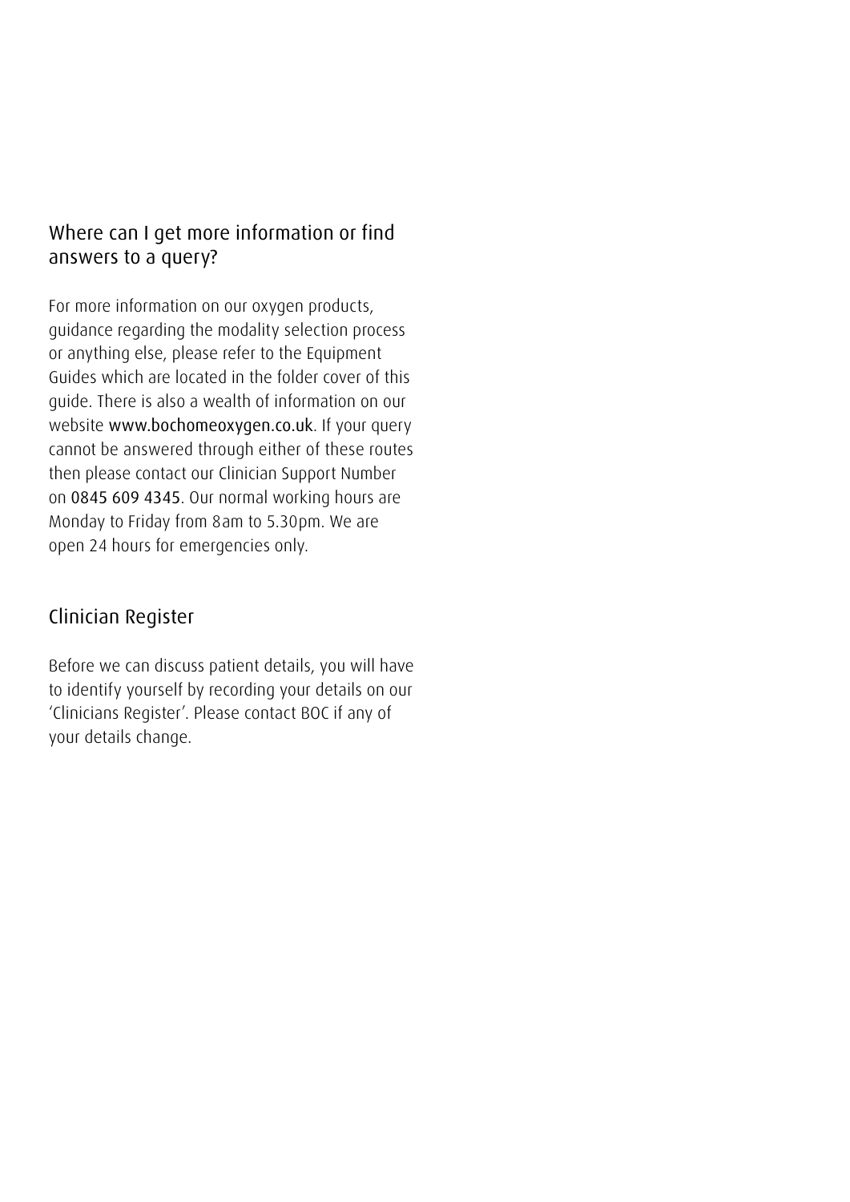## Where can I get more information or find answers to a query?

For more information on our oxygen products, guidance regarding the modality selection process or anything else, please refer to the Equipment Guides which are located in the folder cover of this guide. There is also a wealth of information on our website www.bochomeoxygen.co.uk. If your query cannot be answered through either of these routes then please contact our Clinician Support Number on 0845 609 4345. Our normal working hours are Monday to Friday from 8am to 5.30pm. We are open 24 hours for emergencies only.

## Clinician Register

Before we can discuss patient details, you will have to identify yourself by recording your details on our 'Clinicians Register'. Please contact BOC if any of your details change.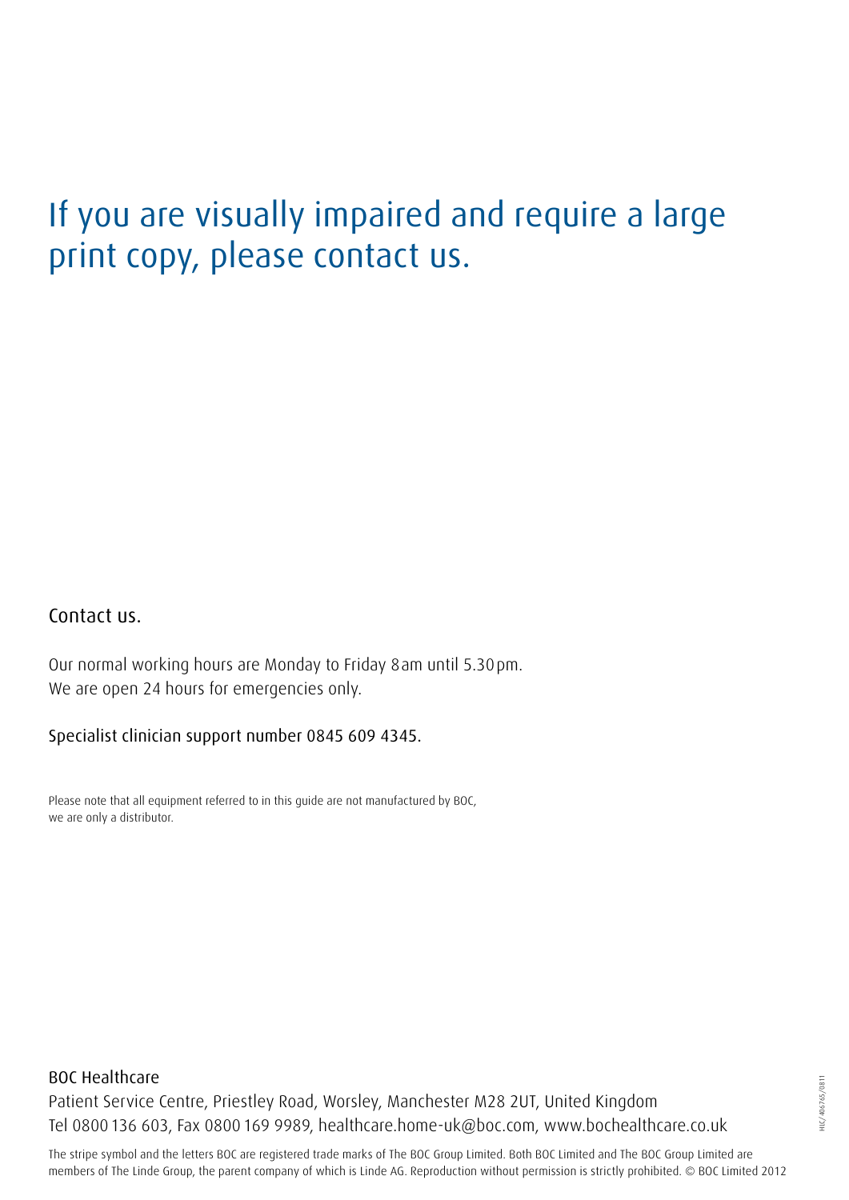# If you are visually impaired and require a large print copy, please contact us.

## Contact us.

Our normal working hours are Monday to Friday 8 am until 5.30 pm.
We are open 24 hours for emergencies only.

Specialist clinician support number 0845 609 4345.

Please note that all equipment referred to in this guide are not manufactured by BOC, we are only a distributor.

BOC Healthcare
Patient Service Centre, Priestley Road, Worsley, Manchester M28 2UT, United Kingdom
Tel 0800 136 603, Fax 0800 169 9989, healthcare.home-uk@boc.com, www.bochealthcare.co.uk

The stripe symbol and the letters BOC are registered trade marks of The BOC Group Limited. Both BOC Limited and The BOC Group Limited are members of The Linde Group, the parent company of which is Linde AG. Reproduction without permission is strictly prohibited. © BOC Limited 2012

HLC/406765/0811